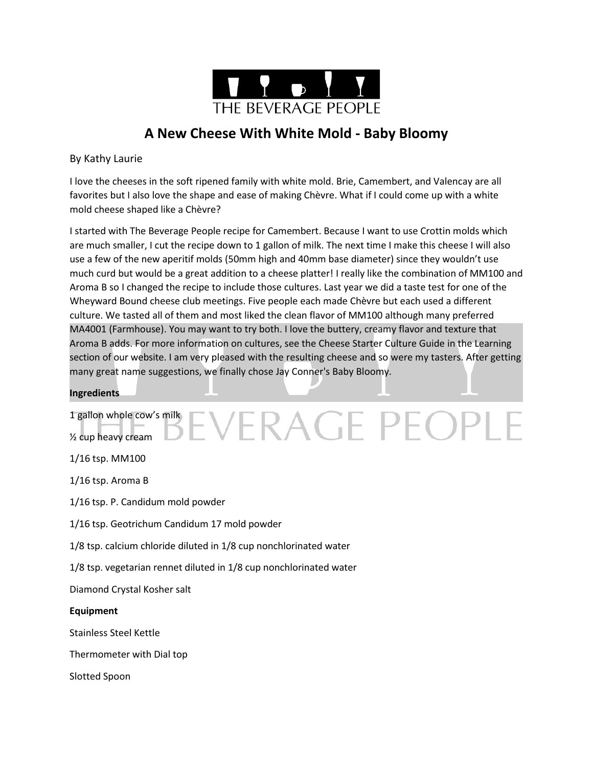# A New Cheese With White Mold - Baby Bloomy

By Kathy Laurie

I love the cheeses in the soft ripened family with white mold. Brie, Camembert, and Valencay are all favorites but I also love the shape and ease of making Chèvre. What if I could come up with a white mold cheese shaped like a Chèvre?

I started with The Beverage People recipe for Camembert. Because I want to use Crottin molds which are much smaller, I cut the recipe down to 1 gallon of milk. The next time I make this cheese I will also use a few of the new aperitif molds (50mm high and 40mm base diameter) since they wouldn't use much curd but would be a great addition to a cheese platter! I really like the combination of MM100 and Aroma B so I changed the recipe to include those cultures. Last year we did a taste test for one of the Wheyward Bound cheese club meetings. Five people each made Chèvre but each used a different culture. We tasted all of them and most liked the clean flavor of MM100 although many preferred MA4001 (Farmhouse). You may want to try both. I love the buttery, creamy flavor and texture that Aroma B adds. For more information on cultures, see the Cheese Starter Culture Guide in the Learning section of our website. I am very pleased with the resulting cheese and so were my tasters. After getting many great name suggestions, we finally chose Jay Conner's Baby Bloomy.

**Ingredients**

1 gallon whole cow's milk

½ cup heavy cream

1/16 tsp. MM100

1/16 tsp. Aroma B

1/16 tsp. P. Candidum mold powder

1/16 tsp. Geotrichum Candidum 17 mold powder

1/8 tsp. calcium chloride diluted in 1/8 cup nonchlorinated water

1/8 tsp. vegetarian rennet diluted in 1/8 cup nonchlorinated water

Diamond Crystal Kosher salt

**Equipment**

Stainless Steel Kettle

Thermometer with Dial top

Slotted Spoon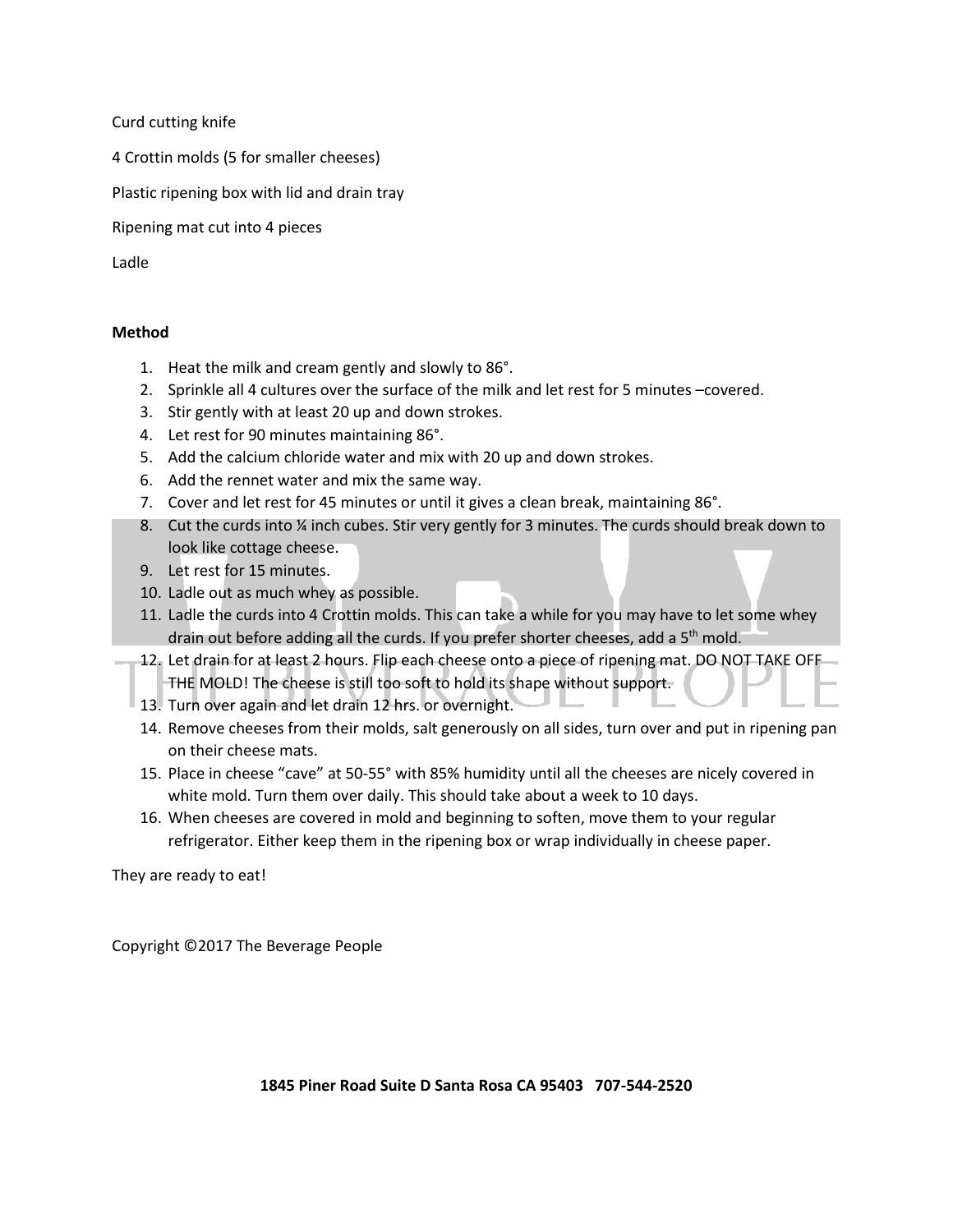Curd cutting knife

4 Crottin molds (5 for smaller cheeses)

Plastic ripening box with lid and drain tray

Ripening mat cut into 4 pieces

Ladle

**Method**

1. Heat the milk and cream gently and slowly to 86°.
2. Sprinkle all 4 cultures over the surface of the milk and let rest for 5 minutes –covered.
3. Stir gently with at least 20 up and down strokes.
4. Let rest for 90 minutes maintaining 86°.
5. Add the calcium chloride water and mix with 20 up and down strokes.
6. Add the rennet water and mix the same way.
7. Cover and let rest for 45 minutes or until it gives a clean break, maintaining 86°.
8. Cut the curds into ¼ inch cubes. Stir very gently for 3 minutes. The curds should break down to look like cottage cheese.
9. Let rest for 15 minutes.
10. Ladle out as much whey as possible.
11. Ladle the curds into 4 Crottin molds. This can take a while for you may have to let some whey drain out before adding all the curds. If you prefer shorter cheeses, add a 5th mold.
12. Let drain for at least 2 hours. Flip each cheese onto a piece of ripening mat. DO NOT TAKE OFF THE MOLD! The cheese is still too soft to hold its shape without support.
13. Turn over again and let drain 12 hrs. or overnight.
14. Remove cheeses from their molds, salt generously on all sides, turn over and put in ripening pan on their cheese mats.
15. Place in cheese "cave" at 50-55° with 85% humidity until all the cheeses are nicely covered in white mold. Turn them over daily. This should take about a week to 10 days.
16. When cheeses are covered in mold and beginning to soften, move them to your regular refrigerator. Either keep them in the ripening box or wrap individually in cheese paper.

They are ready to eat!

Copyright ©2017 The Beverage People

**1845 Piner Road Suite D Santa Rosa CA 95403 707-544-2520**